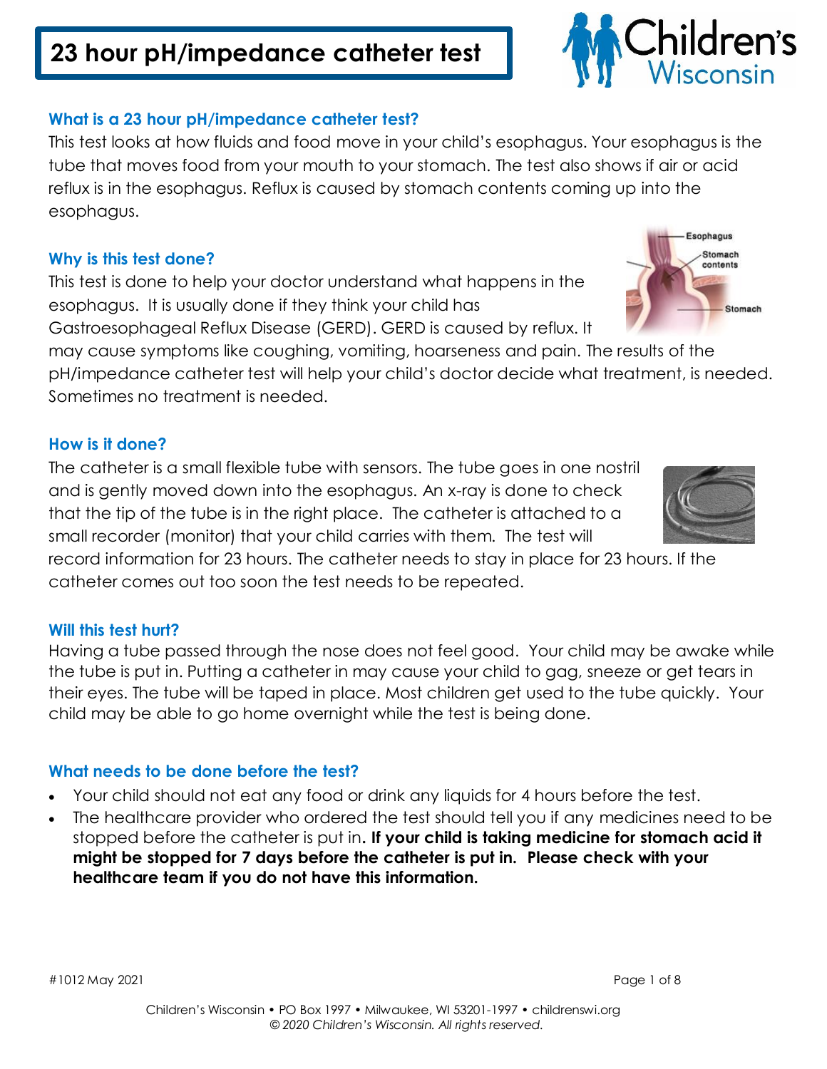# 23 hour pH/impedance catheter test

## What is a 23 hour pH/impedance catheter test?

This test looks at how fluids and food move in your child's esophagus. Your esophagus is the tube that moves food from your mouth to your stomach. The test also shows if air or acid reflux is in the esophagus. Reflux is caused by stomach contents coming up into the esophagus.

## Why is this test done?

This test is done to help your doctor understand what happens in the esophagus. It is usually done if they think your child has Gastroesophageal Reflux Disease (GERD). GERD is caused by reflux. It may cause symptoms like coughing, vomiting, hoarseness and pain. The results of the pH/impedance catheter test will help your child's doctor decide what treatment, is needed. Sometimes no treatment is needed.

## How is it done?

The catheter is a small flexible tube with sensors. The tube goes in one nostril and is gently moved down into the esophagus. An x-ray is done to check that the tip of the tube is in the right place. The catheter is attached to a small recorder (monitor) that your child carries with them. The test will record information for 23 hours. The catheter needs to stay in place for 23 hours. If the catheter comes out too soon the test needs to be repeated.

## Will this test hurt?

Having a tube passed through the nose does not feel good. Your child may be awake while the tube is put in. Putting a catheter in may cause your child to gag, sneeze or get tears in their eyes. The tube will be taped in place. Most children get used to the tube quickly. Your child may be able to go home overnight while the test is being done.

## What needs to be done before the test?

- Your child should not eat any food or drink any liquids for 4 hours before the test.
- The healthcare provider who ordered the test should tell you if any medicines need to be stopped before the catheter is put in**. If your child is taking medicine for stomach acid it might be stopped for 7 days before the catheter is put in. Please check with your healthcare team if you do not have this information.**

#1012 May 2021

Children's Wisconsin • PO Box 1997 • Milwaukee, WI 53201-1997 • childrenswi.org
*© 2020 Children's Wisconsin. All rights reserved.*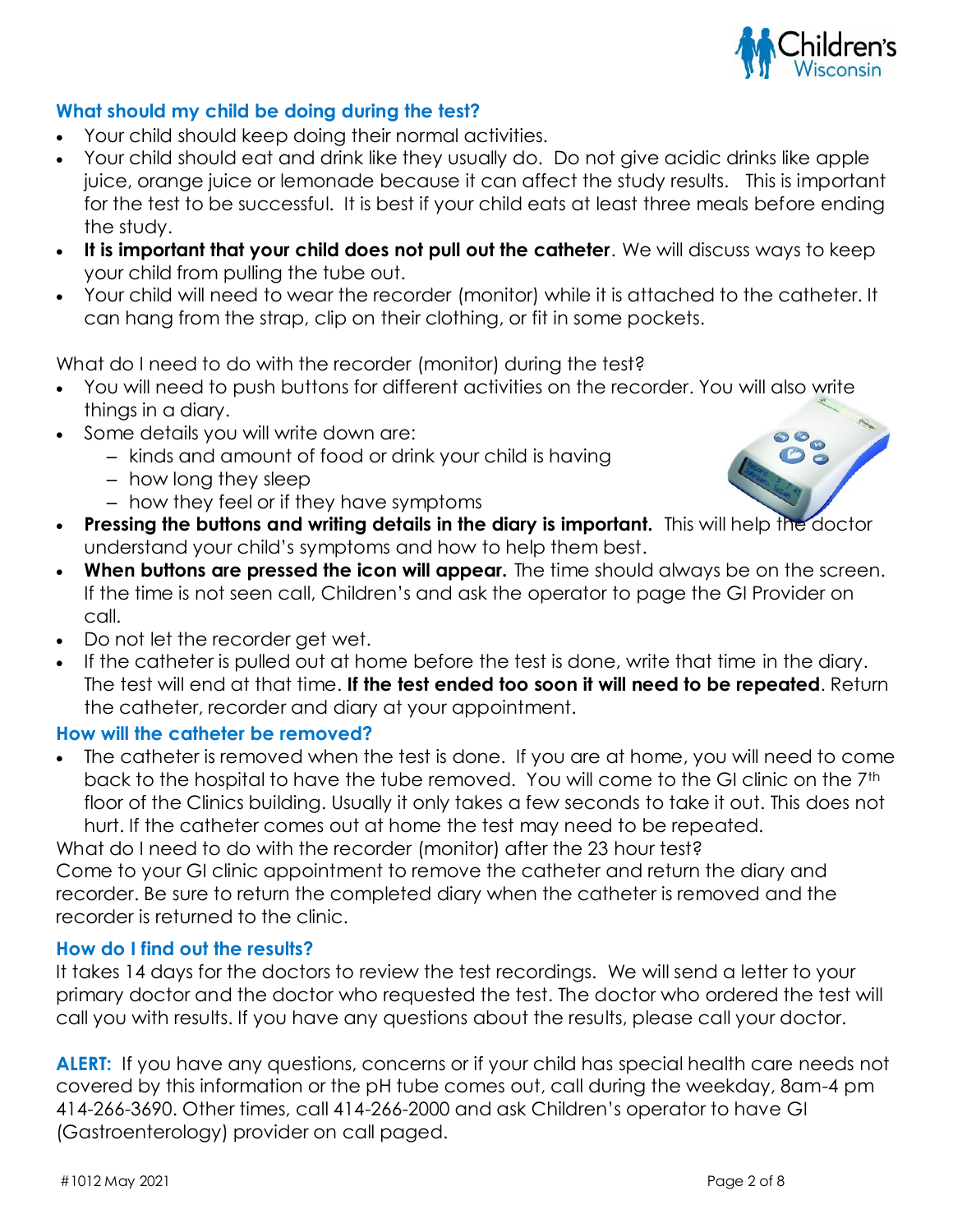## What should my child be doing during the test?

- Your child should keep doing their normal activities.
- Your child should eat and drink like they usually do. Do not give acidic drinks like apple juice, orange juice or lemonade because it can affect the study results. This is important for the test to be successful. It is best if your child eats at least three meals before ending the study.
- **It is important that your child does not pull out the catheter**. We will discuss ways to keep your child from pulling the tube out.
- Your child will need to wear the recorder (monitor) while it is attached to the catheter. It can hang from the strap, clip on their clothing, or fit in some pockets.

What do I need to do with the recorder (monitor) during the test?

- You will need to push buttons for different activities on the recorder. You will also write things in a diary.
- Some details you will write down are:
  - kinds and amount of food or drink your child is having
  - how long they sleep
  - how they feel or if they have symptoms
- **Pressing the buttons and writing details in the diary is important.** This will help the doctor understand your child's symptoms and how to help them best.
- **When buttons are pressed the icon will appear.** The time should always be on the screen. If the time is not seen call, Children's and ask the operator to page the GI Provider on call.
- Do not let the recorder get wet.
- If the catheter is pulled out at home before the test is done, write that time in the diary. The test will end at that time. **If the test ended too soon it will need to be repeated**. Return the catheter, recorder and diary at your appointment.

## How will the catheter be removed?

- The catheter is removed when the test is done. If you are at home, you will need to come back to the hospital to have the tube removed. You will come to the GI clinic on the 7th floor of the Clinics building. Usually it only takes a few seconds to take it out. This does not hurt. If the catheter comes out at home the test may need to be repeated.

What do I need to do with the recorder (monitor) after the 23 hour test?
Come to your GI clinic appointment to remove the catheter and return the diary and recorder. Be sure to return the completed diary when the catheter is removed and the recorder is returned to the clinic.

## How do I find out the results?

It takes 14 days for the doctors to review the test recordings. We will send a letter to your primary doctor and the doctor who requested the test. The doctor who ordered the test will call you with results. If you have any questions about the results, please call your doctor.

**ALERT:** If you have any questions, concerns or if your child has special health care needs not covered by this information or the pH tube comes out, call during the weekday, 8am-4 pm 414-266-3690. Other times, call 414-266-2000 and ask Children's operator to have GI (Gastroenterology) provider on call paged.

#1012 May 2021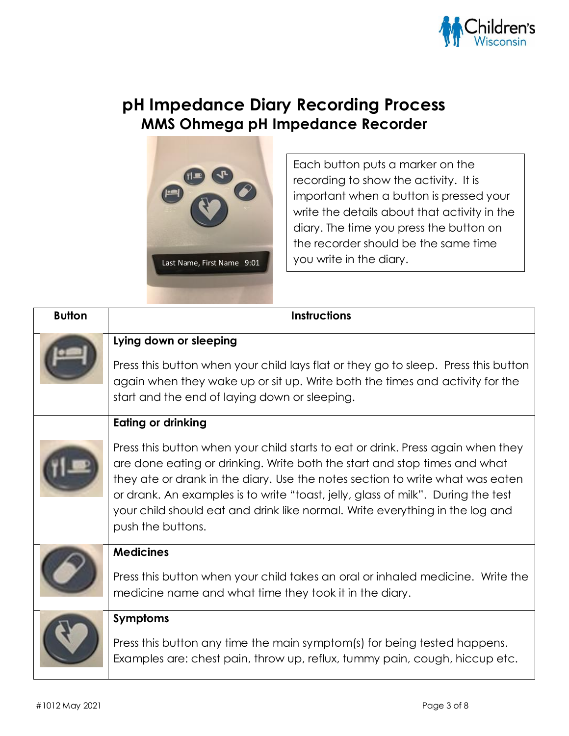# pH Impedance Diary Recording Process

## MMS Ohmega pH Impedance Recorder

Each button puts a marker on the recording to show the activity. It is important when a button is pressed your write the details about that activity in the diary. The time you press the button on the recorder should be the same time you write in the diary.

| Button | Instructions |
| --- | --- |
| | **Lying down or sleeping**<br><br>Press this button when your child lays flat or they go to sleep. Press this button again when they wake up or sit up. Write both the times and activity for the start and the end of laying down or sleeping. |
| | **Eating or drinking**<br><br>Press this button when your child starts to eat or drink. Press again when they are done eating or drinking. Write both the start and stop times and what they ate or drank in the diary. Use the notes section to write what was eaten or drank. An examples is to write "toast, jelly, glass of milk". During the test your child should eat and drink like normal. Write everything in the log and push the buttons. |
| | **Medicines**<br><br>Press this button when your child takes an oral or inhaled medicine. Write the medicine name and what time they took it in the diary. |
| | **Symptoms**<br><br>Press this button any time the main symptom(s) for being tested happens. Examples are: chest pain, throw up, reflux, tummy pain, cough, hiccup etc. |

#1012 May 2021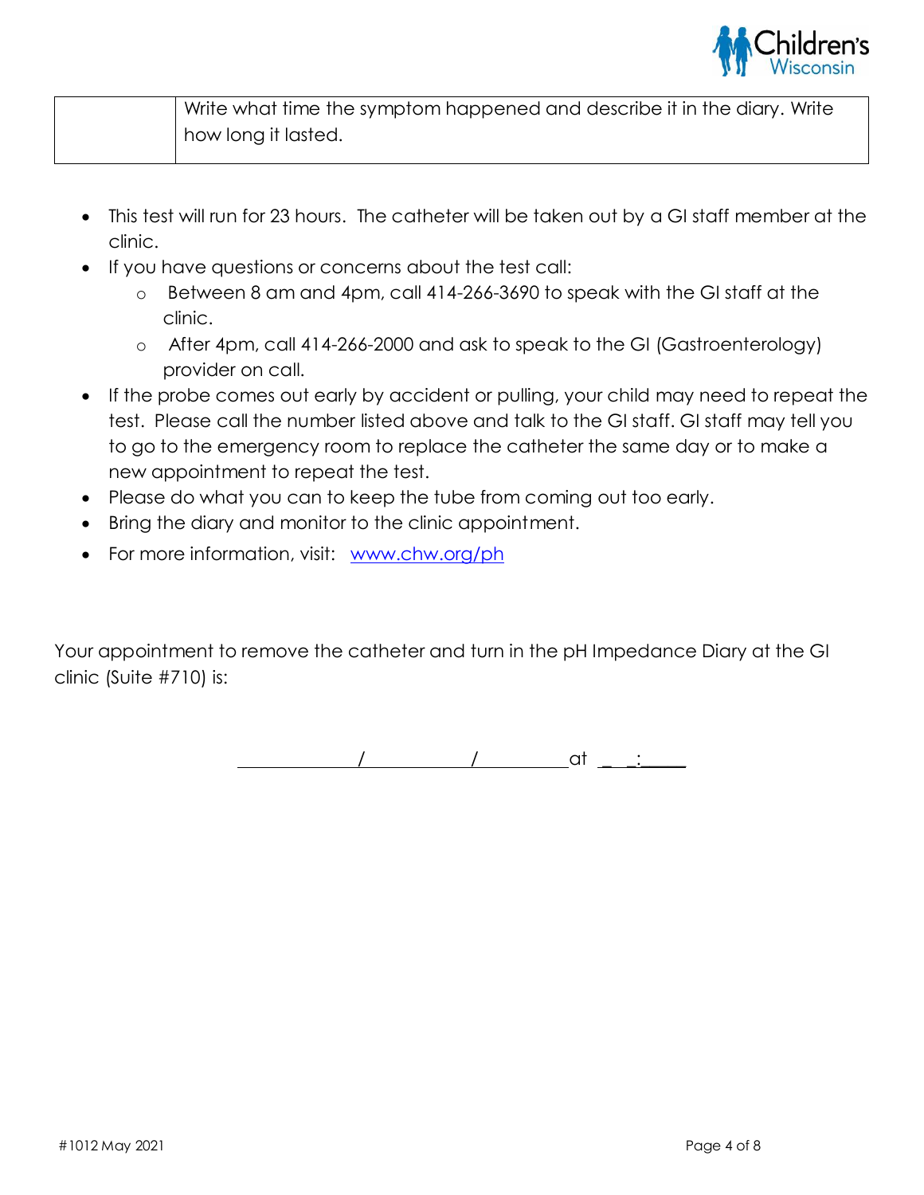| | Write what time the symptom happened and describe it in the diary. Write how long it lasted. |
|---|---|

- This test will run for 23 hours. The catheter will be taken out by a GI staff member at the clinic.
- If you have questions or concerns about the test call:
  - Between 8 am and 4pm, call 414-266-3690 to speak with the GI staff at the clinic.
  - After 4pm, call 414-266-2000 and ask to speak to the GI (Gastroenterology) provider on call.
- If the probe comes out early by accident or pulling, your child may need to repeat the test. Please call the number listed above and talk to the GI staff. GI staff may tell you to go to the emergency room to replace the catheter the same day or to make a new appointment to repeat the test.
- Please do what you can to keep the tube from coming out too early.
- Bring the diary and monitor to the clinic appointment.
- For more information, visit: [www.chw.org/ph](http://www.chw.org/ph)

Your appointment to remove the catheter and turn in the pH Impedance Diary at the GI clinic (Suite #710) is:

\_\_\_\_\_\_\_\_\_\_/\_\_\_\_\_\_\_\_\_\_/\_\_\_\_\_\_\_\_\_\_ at \_\_ \_\_:\_\_\_\_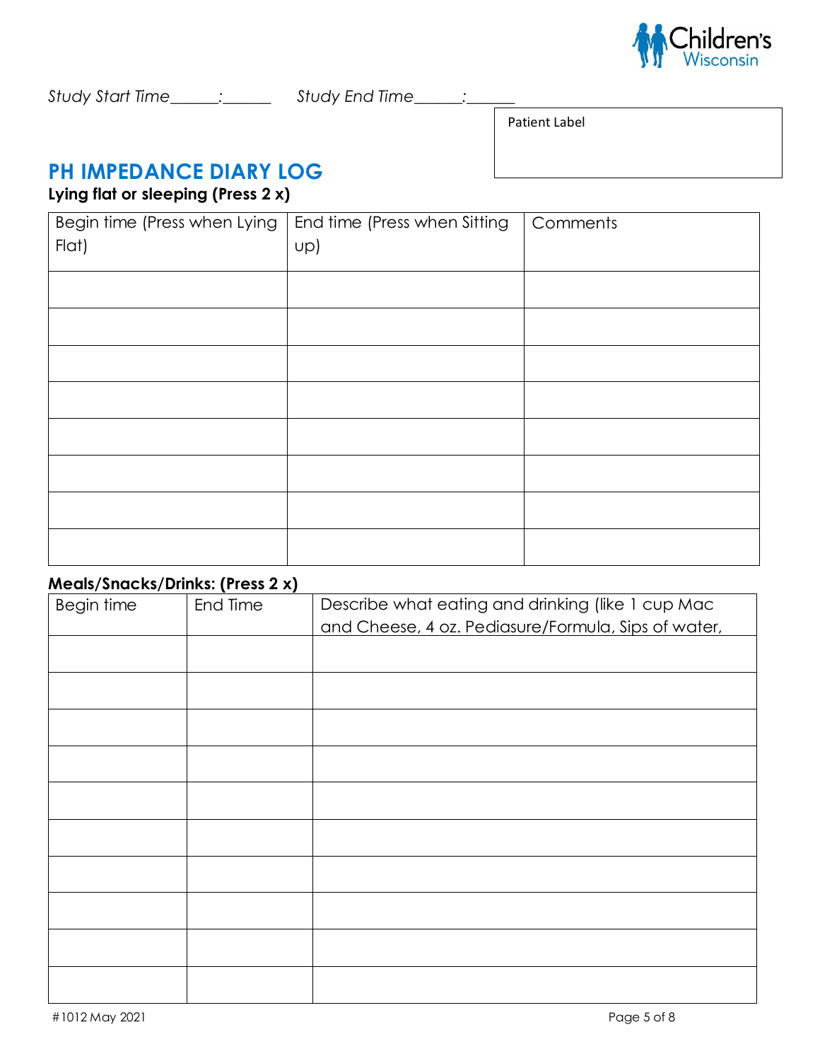*Study Start Time______:______*  *Study End Time______:______*

Patient Label

## PH IMPEDANCE DIARY LOG

**Lying flat or sleeping (Press 2 x)**

| Begin time (Press when Lying Flat) | End time (Press when Sitting up) | Comments |
| --- | --- | --- |
| | | |
| | | |
| | | |
| | | |
| | | |
| | | |
| | | |
| | | |

**Meals/Snacks/Drinks: (Press 2 x)**

| Begin time | End Time | Describe what eating and drinking (like 1 cup Mac and Cheese, 4 oz. Pediasure/Formula, Sips of water, |
| --- | --- | --- |
| | | |
| | | |
| | | |
| | | |
| | | |
| | | |
| | | |
| | | |
| | | |
| | | |

#1012 May 2021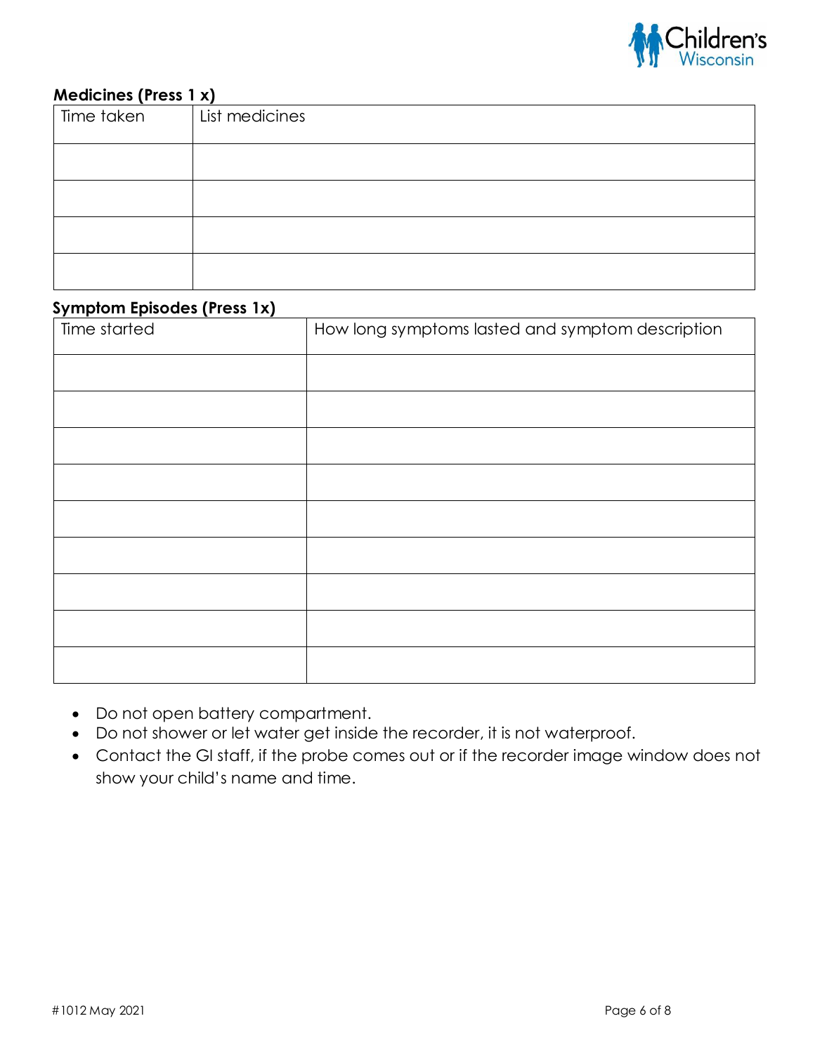**Medicines (Press 1 x)**

| Time taken | List medicines |
|---|---|
| | |
| | |
| | |
| | |

**Symptom Episodes (Press 1x)**

| Time started | How long symptoms lasted and symptom description |
|---|---|
| | |
| | |
| | |
| | |
| | |
| | |
| | |
| | |
| | |

- Do not open battery compartment.
- Do not shower or let water get inside the recorder, it is not waterproof.
- Contact the GI staff, if the probe comes out or if the recorder image window does not show your child's name and time.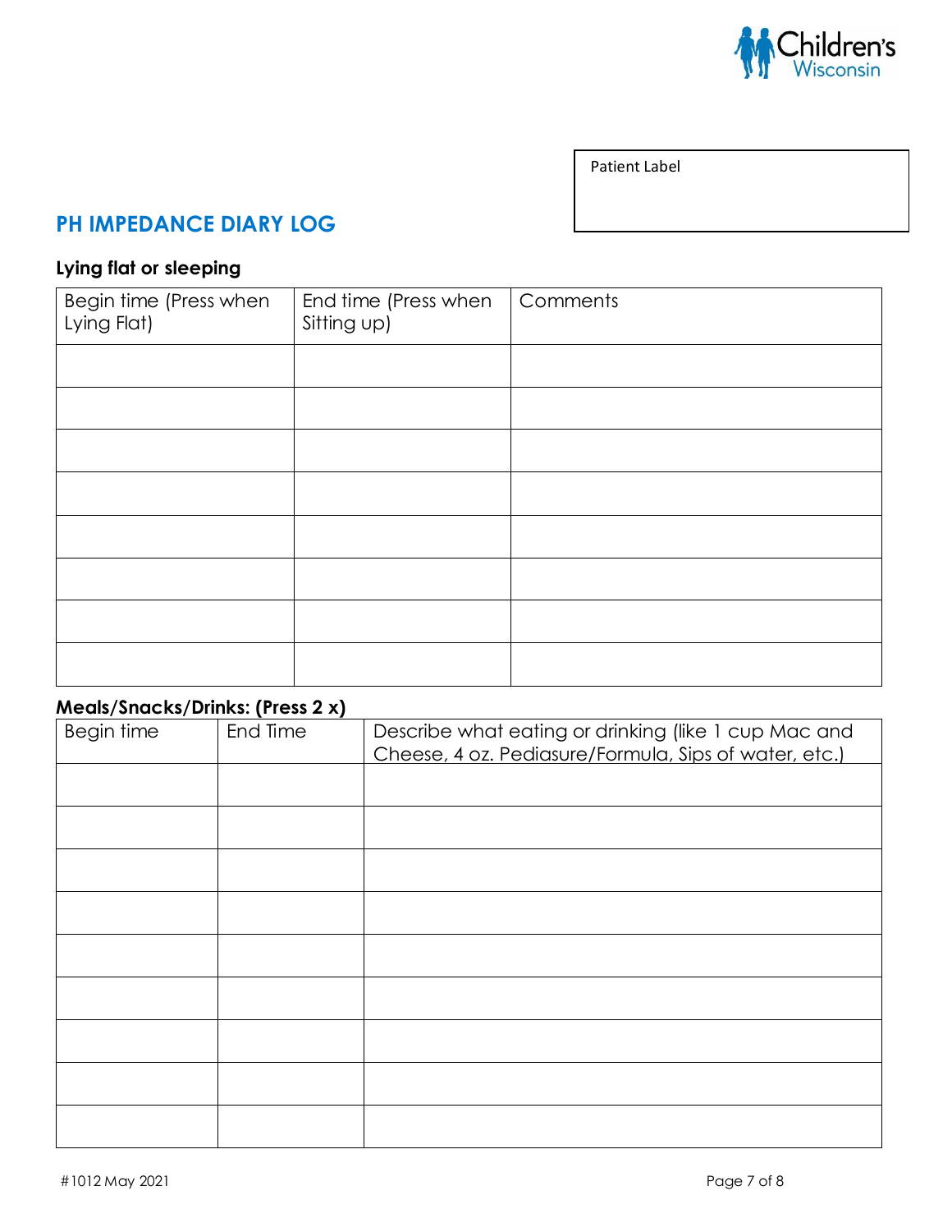Patient Label

## PH IMPEDANCE DIARY LOG

### Lying flat or sleeping

| Begin time (Press when Lying Flat) | End time (Press when Sitting up) | Comments |
|---|---|---|
| | | |
| | | |
| | | |
| | | |
| | | |
| | | |
| | | |
| | | |

### Meals/Snacks/Drinks: (Press 2 x)

| Begin time | End Time | Describe what eating or drinking (like 1 cup Mac and Cheese, 4 oz. Pediasure/Formula, Sips of water, etc.) |
|---|---|---|
| | | |
| | | |
| | | |
| | | |
| | | |
| | | |
| | | |
| | | |
| | | |

#1012 May 2021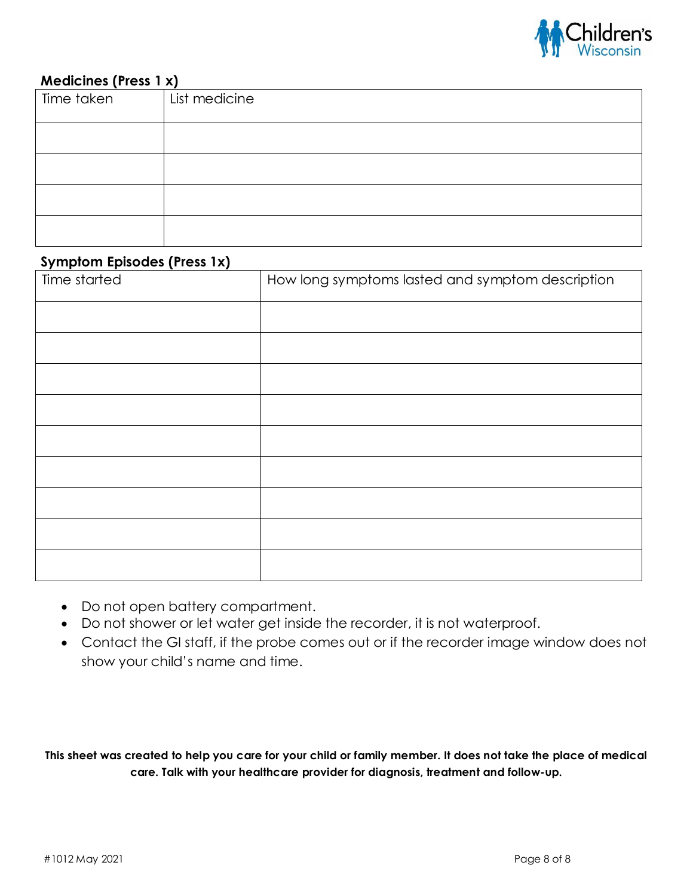**Medicines (Press 1 x)**

| Time taken | List medicine |
| --- | --- |
| | |
| | |
| | |
| | |

**Symptom Episodes (Press 1x)**

| Time started | How long symptoms lasted and symptom description |
| --- | --- |
| | |
| | |
| | |
| | |
| | |
| | |
| | |
| | |
| | |

- Do not open battery compartment.
- Do not shower or let water get inside the recorder, it is not waterproof.
- Contact the GI staff, if the probe comes out or if the recorder image window does not show your child's name and time.

**This sheet was created to help you care for your child or family member. It does not take the place of medical care. Talk with your healthcare provider for diagnosis, treatment and follow-up.**

#1012 May 2021